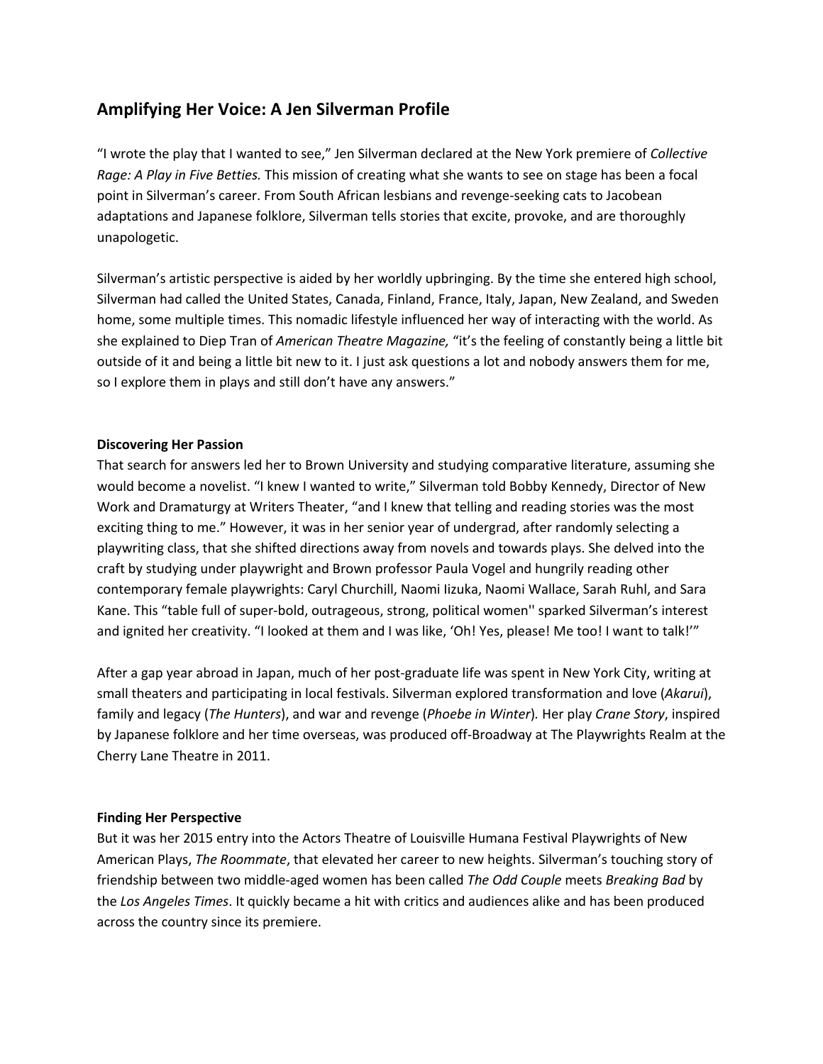## Amplifying Her Voice: A Jen Silverman Profile

"I wrote the play that I wanted to see," Jen Silverman declared at the New York premiere of *Collective Rage: A Play in Five Betties.* This mission of creating what she wants to see on stage has been a focal point in Silverman's career. From South African lesbians and revenge-seeking cats to Jacobean adaptations and Japanese folklore, Silverman tells stories that excite, provoke, and are thoroughly unapologetic.

Silverman's artistic perspective is aided by her worldly upbringing. By the time she entered high school, Silverman had called the United States, Canada, Finland, France, Italy, Japan, New Zealand, and Sweden home, some multiple times. This nomadic lifestyle influenced her way of interacting with the world. As she explained to Diep Tran of *American Theatre Magazine,* "it's the feeling of constantly being a little bit outside of it and being a little bit new to it. I just ask questions a lot and nobody answers them for me, so I explore them in plays and still don't have any answers."

**Discovering Her Passion**

That search for answers led her to Brown University and studying comparative literature, assuming she would become a novelist. "I knew I wanted to write," Silverman told Bobby Kennedy, Director of New Work and Dramaturgy at Writers Theater, "and I knew that telling and reading stories was the most exciting thing to me." However, it was in her senior year of undergrad, after randomly selecting a playwriting class, that she shifted directions away from novels and towards plays. She delved into the craft by studying under playwright and Brown professor Paula Vogel and hungrily reading other contemporary female playwrights: Caryl Churchill, Naomi Iizuka, Naomi Wallace, Sarah Ruhl, and Sara Kane. This "table full of super-bold, outrageous, strong, political women'' sparked Silverman's interest and ignited her creativity. "I looked at them and I was like, 'Oh! Yes, please! Me too! I want to talk!'"

After a gap year abroad in Japan, much of her post-graduate life was spent in New York City, writing at small theaters and participating in local festivals. Silverman explored transformation and love (*Akarui*), family and legacy (*The Hunters*), and war and revenge (*Phoebe in Winter*). Her play *Crane Story*, inspired by Japanese folklore and her time overseas, was produced off-Broadway at The Playwrights Realm at the Cherry Lane Theatre in 2011.

**Finding Her Perspective**

But it was her 2015 entry into the Actors Theatre of Louisville Humana Festival Playwrights of New American Plays, *The Roommate*, that elevated her career to new heights. Silverman's touching story of friendship between two middle-aged women has been called *The Odd Couple* meets *Breaking Bad* by the *Los Angeles Times*. It quickly became a hit with critics and audiences alike and has been produced across the country since its premiere.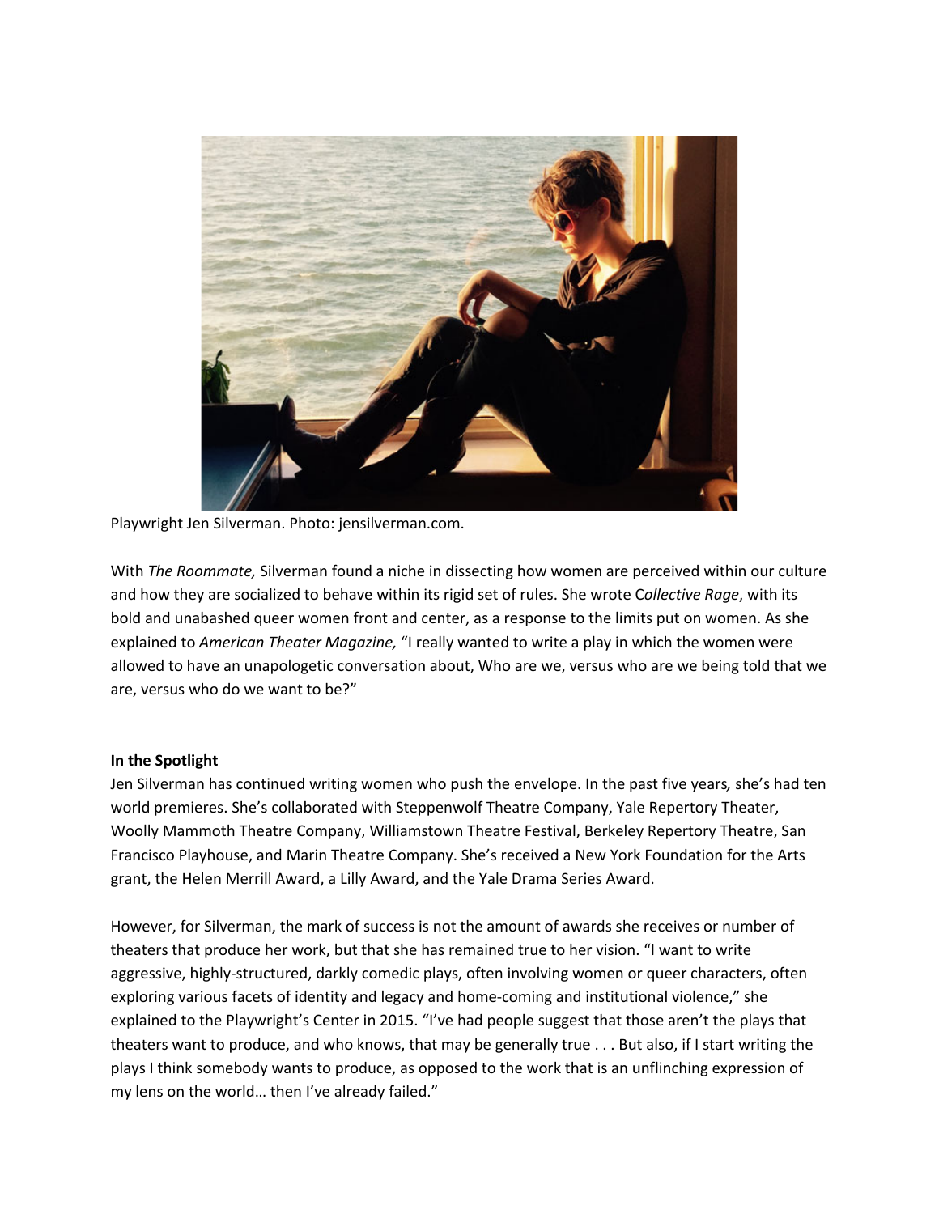Playwright Jen Silverman. Photo: jensilverman.com.

With *The Roommate,* Silverman found a niche in dissecting how women are perceived within our culture and how they are socialized to behave within its rigid set of rules. She wrote C*ollective Rage*, with its bold and unabashed queer women front and center, as a response to the limits put on women. As she explained to *American Theater Magazine,* "I really wanted to write a play in which the women were allowed to have an unapologetic conversation about, Who are we, versus who are we being told that we are, versus who do we want to be?"

**In the Spotlight**

Jen Silverman has continued writing women who push the envelope. In the past five years, she's had ten world premieres. She's collaborated with Steppenwolf Theatre Company, Yale Repertory Theater, Woolly Mammoth Theatre Company, Williamstown Theatre Festival, Berkeley Repertory Theatre, San Francisco Playhouse, and Marin Theatre Company. She's received a New York Foundation for the Arts grant, the Helen Merrill Award, a Lilly Award, and the Yale Drama Series Award.

However, for Silverman, the mark of success is not the amount of awards she receives or number of theaters that produce her work, but that she has remained true to her vision. "I want to write aggressive, highly-structured, darkly comedic plays, often involving women or queer characters, often exploring various facets of identity and legacy and home-coming and institutional violence," she explained to the Playwright's Center in 2015. "I've had people suggest that those aren't the plays that theaters want to produce, and who knows, that may be generally true . . . But also, if I start writing the plays I think somebody wants to produce, as opposed to the work that is an unflinching expression of my lens on the world… then I've already failed."